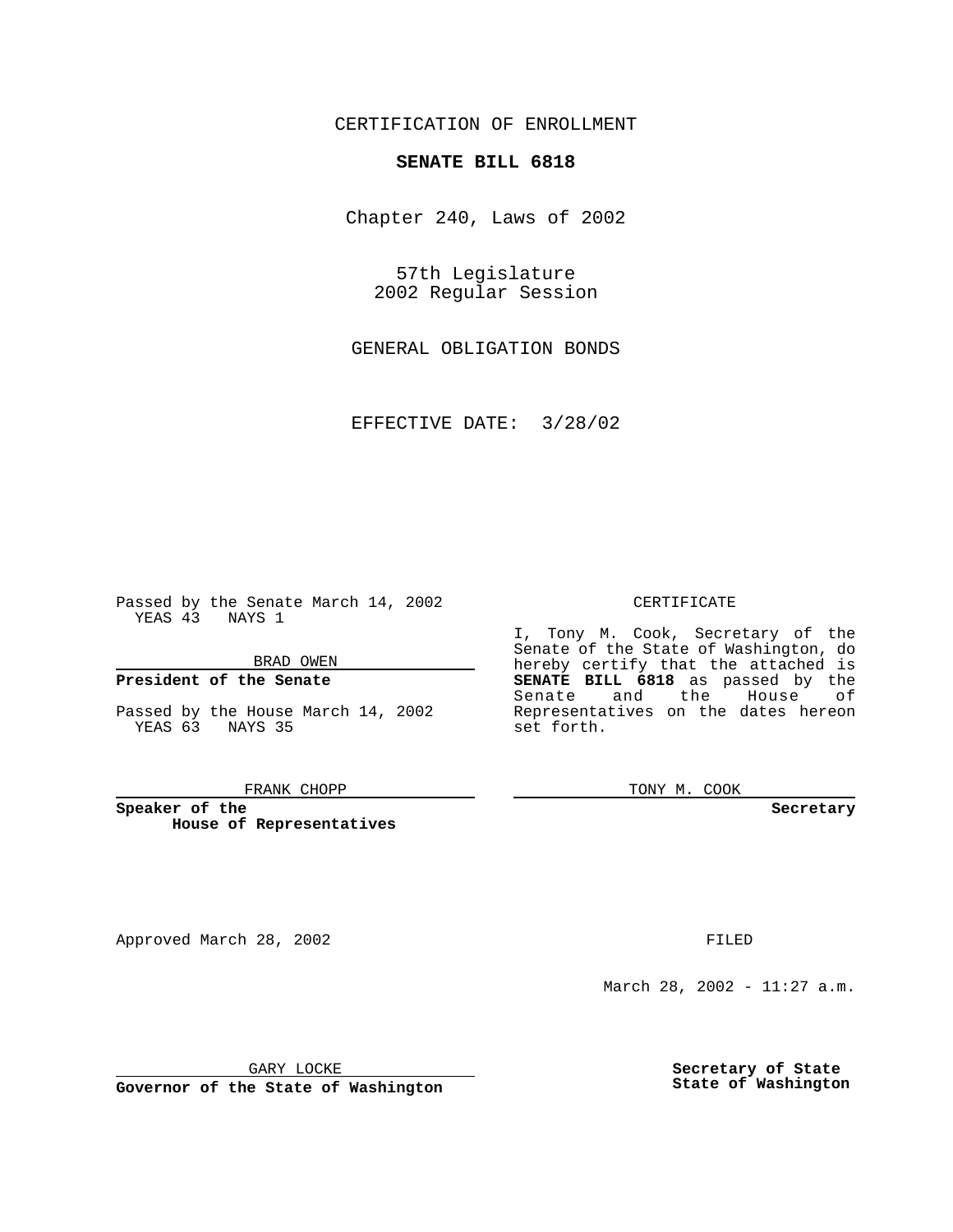CERTIFICATION OF ENROLLMENT

**SENATE BILL 6818**

Chapter 240, Laws of 2002

57th Legislature
2002 Regular Session

GENERAL OBLIGATION BONDS

EFFECTIVE DATE: 3/28/02

Passed by the Senate March 14, 2002
YEAS 43 NAYS 1

BRAD OWEN

**President of the Senate**

Passed by the House March 14, 2002
YEAS 63 NAYS 35

FRANK CHOPP

**Speaker of the House of Representatives**

CERTIFICATE

I, Tony M. Cook, Secretary of the Senate of the State of Washington, do hereby certify that the attached is **SENATE BILL 6818** as passed by the Senate and the House of Representatives on the dates hereon set forth.

TONY M. COOK

**Secretary**

Approved March 28, 2002

GARY LOCKE

**Governor of the State of Washington**

FILED

March 28, 2002 - 11:27 a.m.

**Secretary of State**
**State of Washington**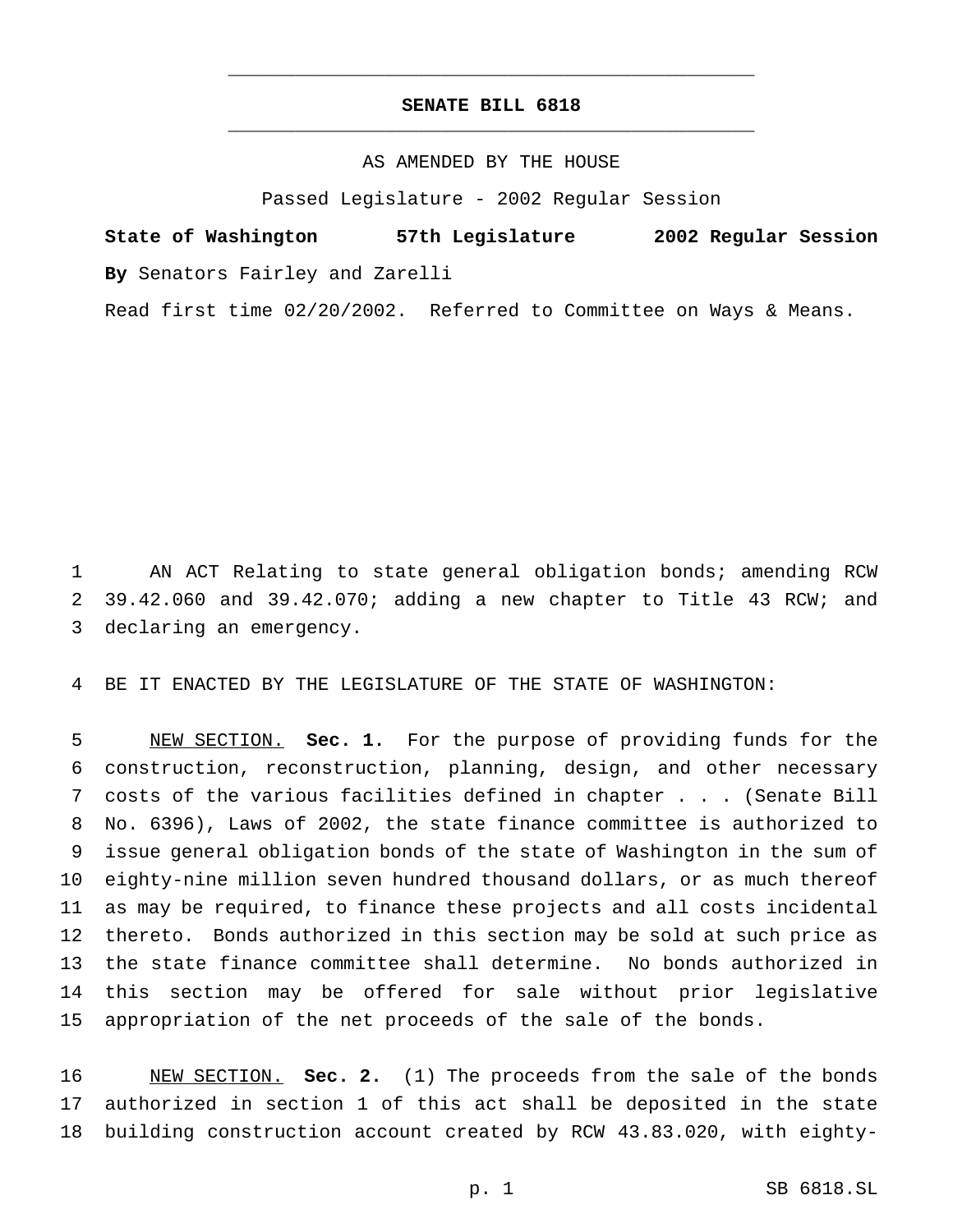# SENATE BILL 6818

AS AMENDED BY THE HOUSE

Passed Legislature - 2002 Regular Session

**State of Washington 57th Legislature 2002 Regular Session**

**By** Senators Fairley and Zarelli

Read first time 02/20/2002. Referred to Committee on Ways & Means.

AN ACT Relating to state general obligation bonds; amending RCW 39.42.060 and 39.42.070; adding a new chapter to Title 43 RCW; and declaring an emergency.

BE IT ENACTED BY THE LEGISLATURE OF THE STATE OF WASHINGTON:

NEW SECTION. **Sec. 1.** For the purpose of providing funds for the construction, reconstruction, planning, design, and other necessary costs of the various facilities defined in chapter . . . (Senate Bill No. 6396), Laws of 2002, the state finance committee is authorized to issue general obligation bonds of the state of Washington in the sum of eighty-nine million seven hundred thousand dollars, or as much thereof as may be required, to finance these projects and all costs incidental thereto. Bonds authorized in this section may be sold at such price as the state finance committee shall determine. No bonds authorized in this section may be offered for sale without prior legislative appropriation of the net proceeds of the sale of the bonds.

NEW SECTION. **Sec. 2.** (1) The proceeds from the sale of the bonds authorized in section 1 of this act shall be deposited in the state building construction account created by RCW 43.83.020, with eighty-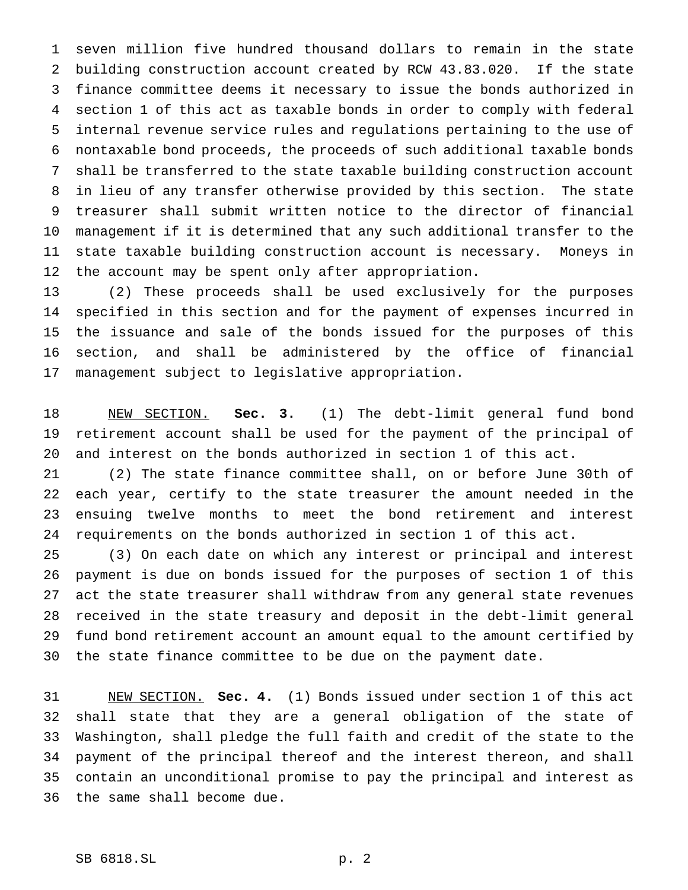seven million five hundred thousand dollars to remain in the state building construction account created by RCW 43.83.020. If the state finance committee deems it necessary to issue the bonds authorized in section 1 of this act as taxable bonds in order to comply with federal internal revenue service rules and regulations pertaining to the use of nontaxable bond proceeds, the proceeds of such additional taxable bonds shall be transferred to the state taxable building construction account in lieu of any transfer otherwise provided by this section. The state treasurer shall submit written notice to the director of financial management if it is determined that any such additional transfer to the state taxable building construction account is necessary. Moneys in the account may be spent only after appropriation.

(2) These proceeds shall be used exclusively for the purposes specified in this section and for the payment of expenses incurred in the issuance and sale of the bonds issued for the purposes of this section, and shall be administered by the office of financial management subject to legislative appropriation.

NEW SECTION. **Sec. 3.** (1) The debt-limit general fund bond retirement account shall be used for the payment of the principal of and interest on the bonds authorized in section 1 of this act.

(2) The state finance committee shall, on or before June 30th of each year, certify to the state treasurer the amount needed in the ensuing twelve months to meet the bond retirement and interest requirements on the bonds authorized in section 1 of this act.

(3) On each date on which any interest or principal and interest payment is due on bonds issued for the purposes of section 1 of this act the state treasurer shall withdraw from any general state revenues received in the state treasury and deposit in the debt-limit general fund bond retirement account an amount equal to the amount certified by the state finance committee to be due on the payment date.

NEW SECTION. **Sec. 4.** (1) Bonds issued under section 1 of this act shall state that they are a general obligation of the state of Washington, shall pledge the full faith and credit of the state to the payment of the principal thereof and the interest thereon, and shall contain an unconditional promise to pay the principal and interest as the same shall become due.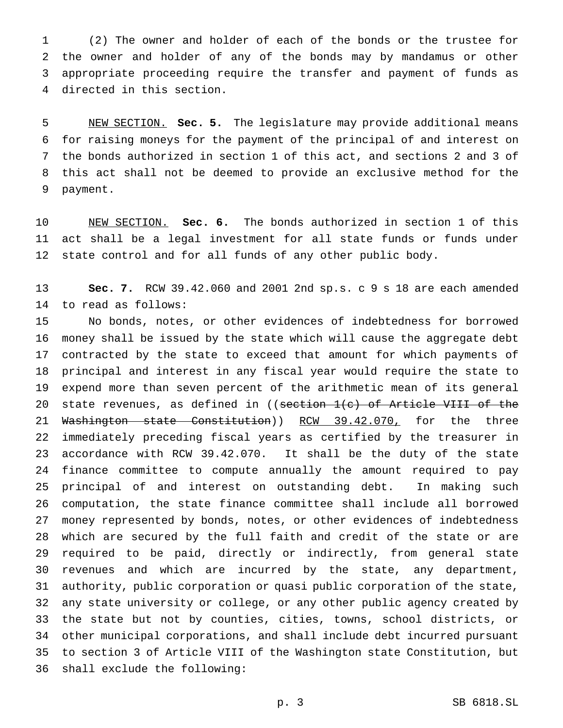(2) The owner and holder of each of the bonds or the trustee for the owner and holder of any of the bonds may by mandamus or other appropriate proceeding require the transfer and payment of funds as directed in this section.

NEW SECTION. **Sec. 5.** The legislature may provide additional means for raising moneys for the payment of the principal of and interest on the bonds authorized in section 1 of this act, and sections 2 and 3 of this act shall not be deemed to provide an exclusive method for the payment.

NEW SECTION. **Sec. 6.** The bonds authorized in section 1 of this act shall be a legal investment for all state funds or funds under state control and for all funds of any other public body.

**Sec. 7.** RCW 39.42.060 and 2001 2nd sp.s. c 9 s 18 are each amended to read as follows:

No bonds, notes, or other evidences of indebtedness for borrowed money shall be issued by the state which will cause the aggregate debt contracted by the state to exceed that amount for which payments of principal and interest in any fiscal year would require the state to expend more than seven percent of the arithmetic mean of its general state revenues, as defined in ((~~section 1(c) of Article VIII of the Washington state Constitution~~)) RCW 39.42.070, for the three immediately preceding fiscal years as certified by the treasurer in accordance with RCW 39.42.070. It shall be the duty of the state finance committee to compute annually the amount required to pay principal of and interest on outstanding debt. In making such computation, the state finance committee shall include all borrowed money represented by bonds, notes, or other evidences of indebtedness which are secured by the full faith and credit of the state or are required to be paid, directly or indirectly, from general state revenues and which are incurred by the state, any department, authority, public corporation or quasi public corporation of the state, any state university or college, or any other public agency created by the state but not by counties, cities, towns, school districts, or other municipal corporations, and shall include debt incurred pursuant to section 3 of Article VIII of the Washington state Constitution, but shall exclude the following: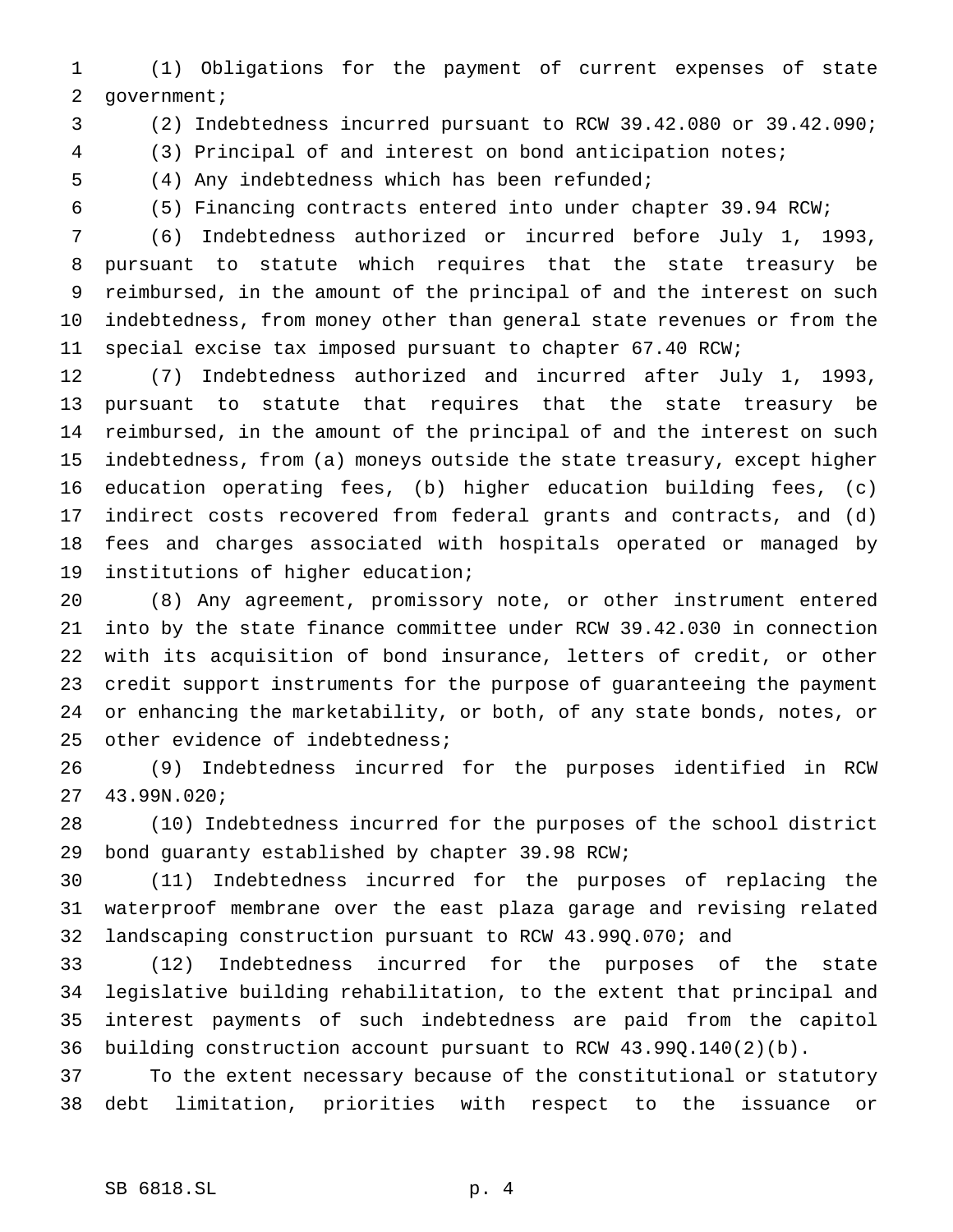(1) Obligations for the payment of current expenses of state government;

(2) Indebtedness incurred pursuant to RCW 39.42.080 or 39.42.090;

(3) Principal of and interest on bond anticipation notes;

(4) Any indebtedness which has been refunded;

(5) Financing contracts entered into under chapter 39.94 RCW;

(6) Indebtedness authorized or incurred before July 1, 1993, pursuant to statute which requires that the state treasury be reimbursed, in the amount of the principal of and the interest on such indebtedness, from money other than general state revenues or from the special excise tax imposed pursuant to chapter 67.40 RCW;

(7) Indebtedness authorized and incurred after July 1, 1993, pursuant to statute that requires that the state treasury be reimbursed, in the amount of the principal of and the interest on such indebtedness, from (a) moneys outside the state treasury, except higher education operating fees, (b) higher education building fees, (c) indirect costs recovered from federal grants and contracts, and (d) fees and charges associated with hospitals operated or managed by institutions of higher education;

(8) Any agreement, promissory note, or other instrument entered into by the state finance committee under RCW 39.42.030 in connection with its acquisition of bond insurance, letters of credit, or other credit support instruments for the purpose of guaranteeing the payment or enhancing the marketability, or both, of any state bonds, notes, or other evidence of indebtedness;

(9) Indebtedness incurred for the purposes identified in RCW 43.99N.020;

(10) Indebtedness incurred for the purposes of the school district bond guaranty established by chapter 39.98 RCW;

(11) Indebtedness incurred for the purposes of replacing the waterproof membrane over the east plaza garage and revising related landscaping construction pursuant to RCW 43.99Q.070; and

(12) Indebtedness incurred for the purposes of the state legislative building rehabilitation, to the extent that principal and interest payments of such indebtedness are paid from the capitol building construction account pursuant to RCW 43.99Q.140(2)(b).

To the extent necessary because of the constitutional or statutory debt limitation, priorities with respect to the issuance or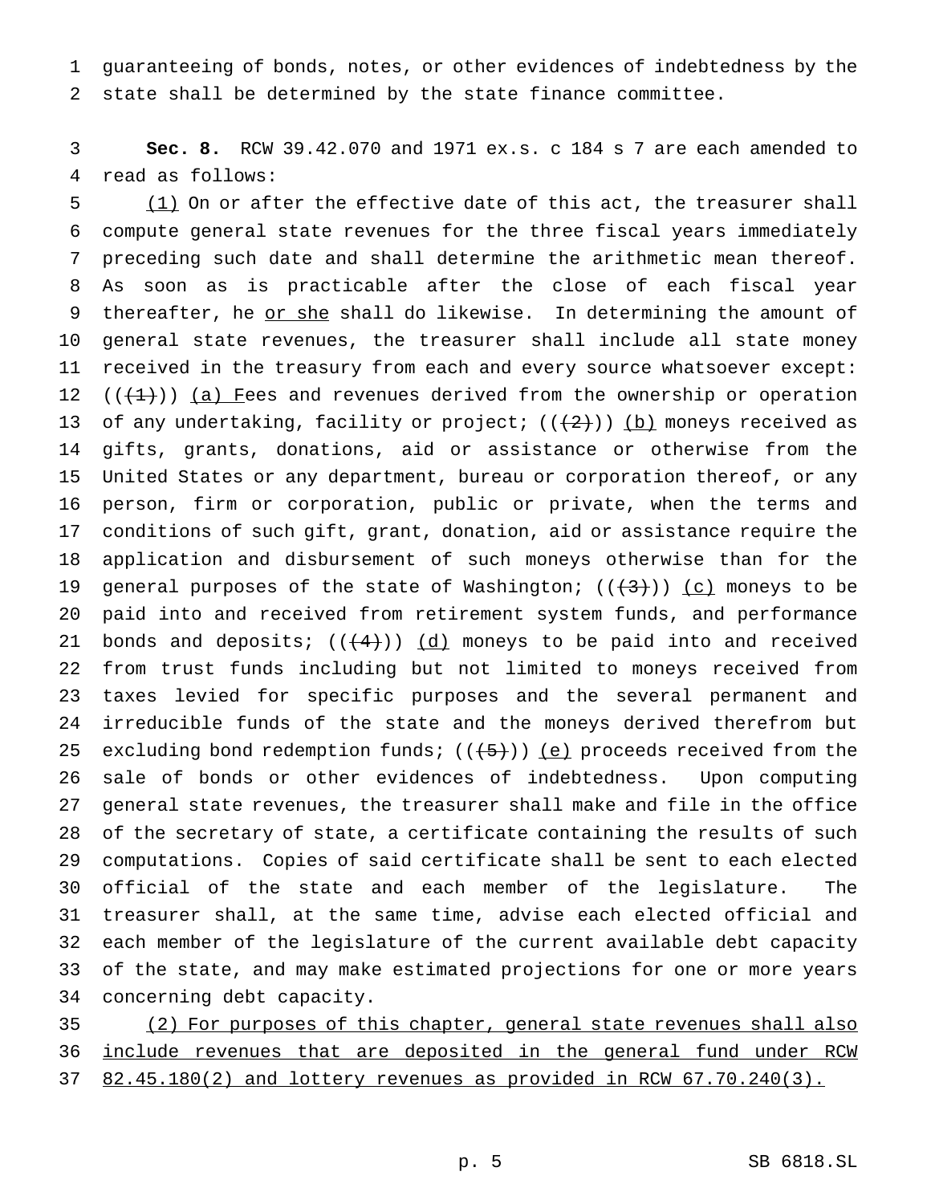guaranteeing of bonds, notes, or other evidences of indebtedness by the state shall be determined by the state finance committee.

**Sec. 8.** RCW 39.42.070 and 1971 ex.s. c 184 s 7 are each amended to read as follows:

<u>(1)</u> On or after the effective date of this act, the treasurer shall compute general state revenues for the three fiscal years immediately preceding such date and shall determine the arithmetic mean thereof. As soon as is practicable after the close of each fiscal year thereafter, he <u>or she</u> shall do likewise. In determining the amount of general state revenues, the treasurer shall include all state money received in the treasury from each and every source whatsoever except: ((~~(1)~~)) <u>(a) F</u>ees and revenues derived from the ownership or operation of any undertaking, facility or project; ((~~(2)~~)) <u>(b)</u> moneys received as gifts, grants, donations, aid or assistance or otherwise from the United States or any department, bureau or corporation thereof, or any person, firm or corporation, public or private, when the terms and conditions of such gift, grant, donation, aid or assistance require the application and disbursement of such moneys otherwise than for the general purposes of the state of Washington; ((~~(3)~~)) <u>(c)</u> moneys to be paid into and received from retirement system funds, and performance bonds and deposits; ((~~(4)~~)) <u>(d)</u> moneys to be paid into and received from trust funds including but not limited to moneys received from taxes levied for specific purposes and the several permanent and irreducible funds of the state and the moneys derived therefrom but excluding bond redemption funds; ((~~(5)~~)) <u>(e)</u> proceeds received from the sale of bonds or other evidences of indebtedness. Upon computing general state revenues, the treasurer shall make and file in the office of the secretary of state, a certificate containing the results of such computations. Copies of said certificate shall be sent to each elected official of the state and each member of the legislature. The treasurer shall, at the same time, advise each elected official and each member of the legislature of the current available debt capacity of the state, and may make estimated projections for one or more years concerning debt capacity.

<u>(2) For purposes of this chapter, general state revenues shall also include revenues that are deposited in the general fund under RCW 82.45.180(2) and lottery revenues as provided in RCW 67.70.240(3).</u>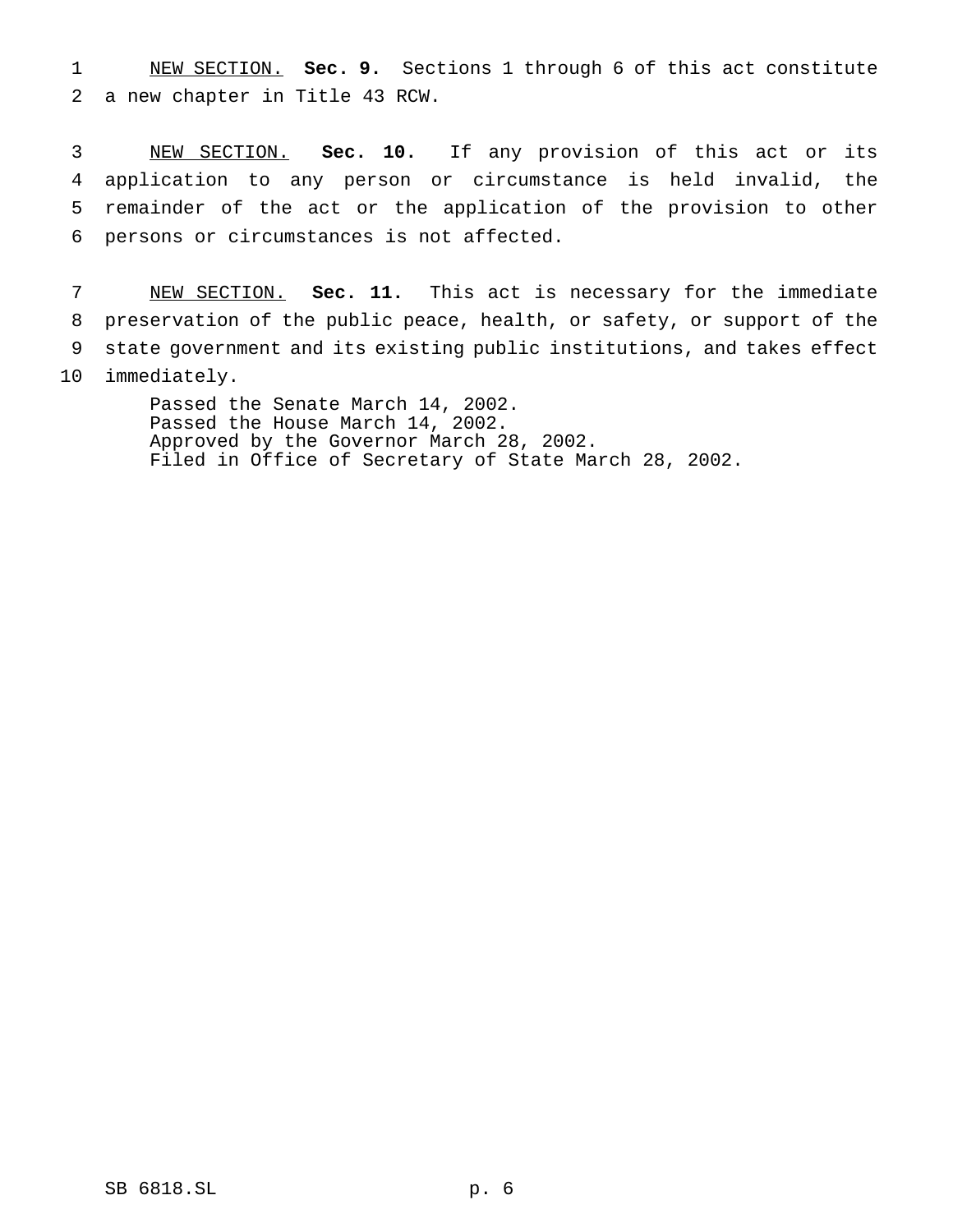NEW SECTION. **Sec. 9.** Sections 1 through 6 of this act constitute a new chapter in Title 43 RCW.

NEW SECTION. **Sec. 10.** If any provision of this act or its application to any person or circumstance is held invalid, the remainder of the act or the application of the provision to other persons or circumstances is not affected.

NEW SECTION. **Sec. 11.** This act is necessary for the immediate preservation of the public peace, health, or safety, or support of the state government and its existing public institutions, and takes effect immediately.

Passed the Senate March 14, 2002.
Passed the House March 14, 2002.
Approved by the Governor March 28, 2002.
Filed in Office of Secretary of State March 28, 2002.